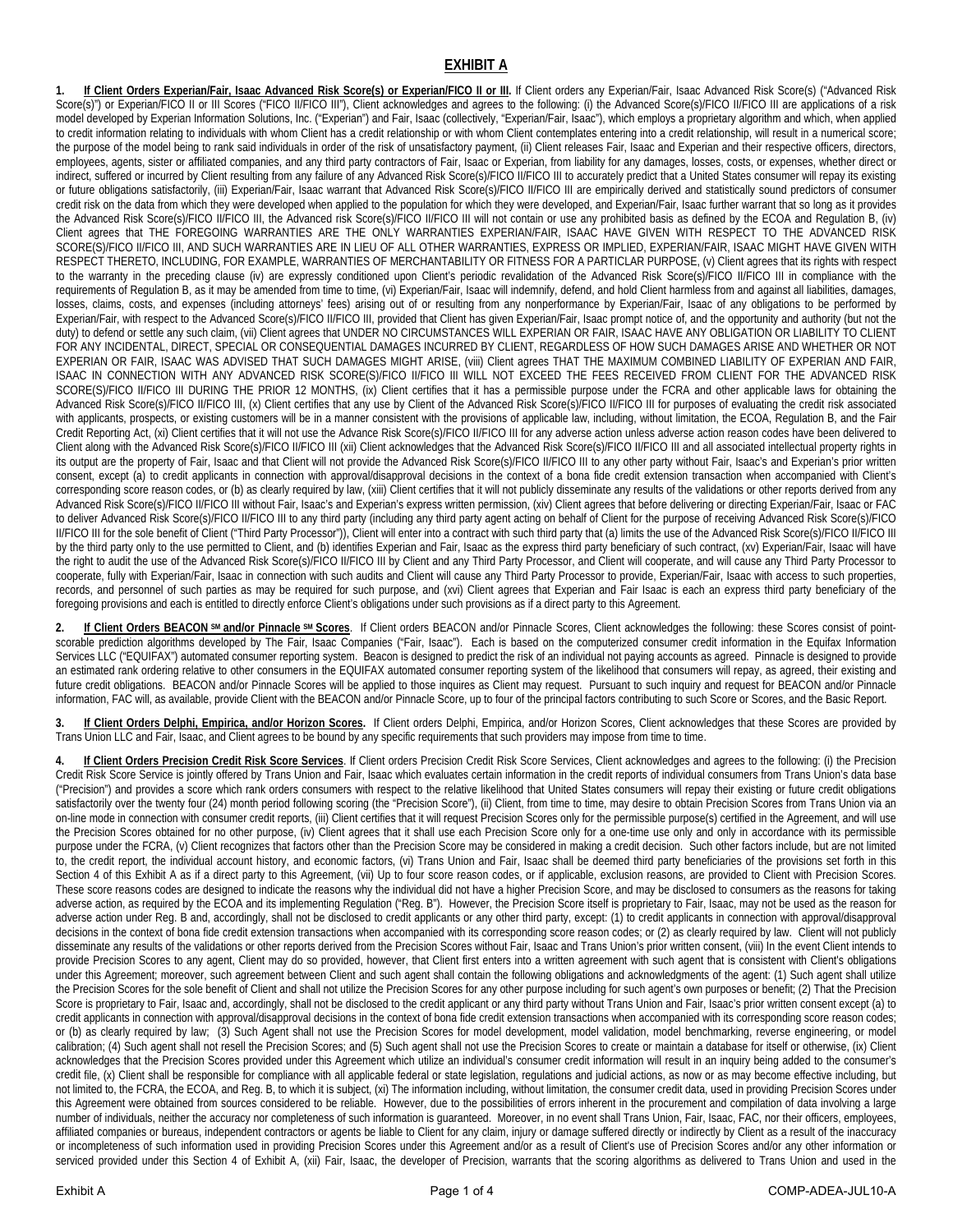## EXHIBIT A

**1. If Client Orders Experian/Fair, Isaac Advanced Risk Score(s) or Experian/FICO II or III.** If Client orders any Experian/Fair, Isaac Advanced Risk Score(s) ("Advanced Risk Score(s)") or Experian/FICO II or III Scores ("FICO II/FICO III"), Client acknowledges and agrees to the following: (i) the Advanced Score(s)/FICO II/FICO III are applications of a risk model developed by Experian Information Solutions, Inc. ("Experian") and Fair, Isaac (collectively, "Experian/Fair, Isaac"), which employs a proprietary algorithm and which, when applied to credit information relating to individuals with whom Client has a credit relationship or with whom Client contemplates entering into a credit relationship, will result in a numerical score; the purpose of the model being to rank said individuals in order of the risk of unsatisfactory payment, (ii) Client releases Fair, Isaac and Experian and their respective officers, directors, employees, agents, sister or affiliated companies, and any third party contractors of Fair, Isaac or Experian, from liability for any damages, losses, costs, or expenses, whether direct or indirect, suffered or incurred by Client resulting from any failure of any Advanced Risk Score(s)/FICO II/FICO III to accurately predict that a United States consumer will repay its existing or future obligations satisfactorily, (iii) Experian/Fair, Isaac warrant that Advanced Risk Score(s)/FICO II/FICO III are empirically derived and statistically sound predictors of consumer credit risk on the data from which they were developed when applied to the population for which they were developed, and Experian/Fair, Isaac further warrant that so long as it provides the Advanced Risk Score(s)/FICO II/FICO III, the Advanced risk Score(s)/FICO II/FICO III will not contain or use any prohibited basis as defined by the ECOA and Regulation B, (iv) Client agrees that THE FOREGOING WARRANTIES ARE THE ONLY WARRANTIES EXPERIAN/FAIR, ISAAC HAVE GIVEN WITH RESPECT TO THE ADVANCED RISK SCORE(S)/FICO II/FICO III, AND SUCH WARRANTIES ARE IN LIEU OF ALL OTHER WARRANTIES, EXPRESS OR IMPLIED, EXPERIAN/FAIR, ISAAC MIGHT HAVE GIVEN WITH RESPECT THERETO, INCLUDING, FOR EXAMPLE, WARRANTIES OF MERCHANTABILITY OR FITNESS FOR A PARTICLAR PURPOSE, (v) Client agrees that its rights with respect to the warranty in the preceding clause (iv) are expressly conditioned upon Client's periodic revalidation of the Advanced Risk Score(s)/FICO II/FICO III in compliance with the requirements of Regulation B, as it may be amended from time to time, (vi) Experian/Fair, Isaac will indemnify, defend, and hold Client harmless from and against all liabilities, damages, losses, claims, costs, and expenses (including attorneys' fees) arising out of or resulting from any nonperformance by Experian/Fair, Isaac of any obligations to be performed by Experian/Fair, with respect to the Advanced Score(s)/FICO II/FICO III, provided that Client has given Experian/Fair, Isaac prompt notice of, and the opportunity and authority (but not the duty) to defend or settle any such claim, (vii) Client agrees that UNDER NO CIRCUMSTANCES WILL EXPERIAN OR FAIR, ISAAC HAVE ANY OBLIGATION OR LIABILITY TO CLIENT FOR ANY INCIDENTAL, DIRECT, SPECIAL OR CONSEQUENTIAL DAMAGES INCURRED BY CLIENT, REGARDLESS OF HOW SUCH DAMAGES ARISE AND WHETHER OR NOT EXPERIAN OR FAIR, ISAAC WAS ADVISED THAT SUCH DAMAGES MIGHT ARISE, (viii) Client agrees THAT THE MAXIMUM COMBINED LIABILITY OF EXPERIAN AND FAIR, ISAAC IN CONNECTION WITH ANY ADVANCED RISK SCORE(S)/FICO II/FICO III WILL NOT EXCEED THE FEES RECEIVED FROM CLIENT FOR THE ADVANCED RISK SCORE(S)/FICO II/FICO III DURING THE PRIOR 12 MONTHS, (ix) Client certifies that it has a permissible purpose under the FCRA and other applicable laws for obtaining the Advanced Risk Score(s)/FICO II/FICO III, (x) Client certifies that any use by Client of the Advanced Risk Score(s)/FICO II/FICO III for purposes of evaluating the credit risk associated with applicants, prospects, or existing customers will be in a manner consistent with the provisions of applicable law, including, without limitation, the ECOA, Regulation B, and the Fair Credit Reporting Act, (xi) Client certifies that it will not use the Advance Risk Score(s)/FICO II/FICO III for any adverse action unless adverse action reason codes have been delivered to Client along with the Advanced Risk Score(s)/FICO II/FICO III (xii) Client acknowledges that the Advanced Risk Score(s)/FICO II/FICO III and all associated intellectual property rights in its output are the property of Fair, Isaac and that Client will not provide the Advanced Risk Score(s)/FICO II/FICO III to any other party without Fair, Isaac's and Experian's prior written consent, except (a) to credit applicants in connection with approval/disapproval decisions in the context of a bona fide credit extension transaction when accompanied with Client's corresponding score reason codes, or (b) as clearly required by law, (xiii) Client certifies that it will not publicly disseminate any results of the validations or other reports derived from any Advanced Risk Score(s)/FICO II/FICO III without Fair, Isaac's and Experian's express written permission, (xiv) Client agrees that before delivering or directing Experian/Fair, Isaac or FAC to deliver Advanced Risk Score(s)/FICO II/FICO III to any third party (including any third party agent acting on behalf of Client for the purpose of receiving Advanced Risk Score(s)/FICO II/FICO III for the sole benefit of Client ("Third Party Processor")), Client will enter into a contract with such third party that (a) limits the use of the Advanced Risk Score(s)/FICO II/FICO III by the third party only to the use permitted to Client, and (b) identifies Experian and Fair, Isaac as the express third party beneficiary of such contract, (xv) Experian/Fair, Isaac will have the right to audit the use of the Advanced Risk Score(s)/FICO II/FICO III by Client and any Third Party Processor, and Client will cooperate, and will cause any Third Party Processor to cooperate, fully with Experian/Fair, Isaac in connection with such audits and Client will cause any Third Party Processor to provide, Experian/Fair, Isaac with access to such properties, records, and personnel of such parties as may be required for such purpose, and (xvi) Client agrees that Experian and Fair Isaac is each an express third party beneficiary of the foregoing provisions and each is entitled to directly enforce Client's obligations under such provisions as if a direct party to this Agreement.

**2. If Client Orders BEACON SM and/or Pinnacle SM Scores**. If Client orders BEACON and/or Pinnacle Scores, Client acknowledges the following: these Scores consist of point-scorable prediction algorithms developed by The Fair, Isaac Companies ("Fair, Isaac"). Each is based on the computerized consumer credit information in the Equifax Information Services LLC ("EQUIFAX") automated consumer reporting system. Beacon is designed to predict the risk of an individual not paying accounts as agreed. Pinnacle is designed to provide an estimated rank ordering relative to other consumers in the EQUIFAX automated consumer reporting system of the likelihood that consumers will repay, as agreed, their existing and future credit obligations. BEACON and/or Pinnacle Scores will be applied to those inquires as Client may request. Pursuant to such inquiry and request for BEACON and/or Pinnacle information, FAC will, as available, provide Client with the BEACON and/or Pinnacle Score, up to four of the principal factors contributing to such Score or Scores, and the Basic Report.

**3. If Client Orders Delphi, Empirica, and/or Horizon Scores.** If Client orders Delphi, Empirica, and/or Horizon Scores, Client acknowledges that these Scores are provided by Trans Union LLC and Fair, Isaac, and Client agrees to be bound by any specific requirements that such providers may impose from time to time.

**4. If Client Orders Precision Credit Risk Score Services**. If Client orders Precision Credit Risk Score Services, Client acknowledges and agrees to the following: (i) the Precision Credit Risk Score Service is jointly offered by Trans Union and Fair, Isaac which evaluates certain information in the credit reports of individual consumers from Trans Union's data base ("Precision") and provides a score which rank orders consumers with respect to the relative likelihood that United States consumers will repay their existing or future credit obligations satisfactorily over the twenty four (24) month period following scoring (the "Precision Score"), (ii) Client, from time to time, may desire to obtain Precision Scores from Trans Union via an on-line mode in connection with consumer credit reports, (iii) Client certifies that it will request Precision Scores only for the permissible purpose(s) certified in the Agreement, and will use the Precision Scores obtained for no other purpose, (iv) Client agrees that it shall use each Precision Score only for a one-time use only and only in accordance with its permissible purpose under the FCRA, (v) Client recognizes that factors other than the Precision Score may be considered in making a credit decision. Such other factors include, but are not limited to, the credit report, the individual account history, and economic factors, (vi) Trans Union and Fair, Isaac shall be deemed third party beneficiaries of the provisions set forth in this Section 4 of this Exhibit A as if a direct party to this Agreement, (vii) Up to four score reason codes, or if applicable, exclusion reasons, are provided to Client with Precision Scores. These score reasons codes are designed to indicate the reasons why the individual did not have a higher Precision Score, and may be disclosed to consumers as the reasons for taking adverse action, as required by the ECOA and its implementing Regulation ("Reg. B"). However, the Precision Score itself is proprietary to Fair, Isaac, may not be used as the reason for adverse action under Reg. B and, accordingly, shall not be disclosed to credit applicants or any other third party, except: (1) to credit applicants in connection with approval/disapproval decisions in the context of bona fide credit extension transactions when accompanied with its corresponding score reason codes; or (2) as clearly required by law. Client will not publicly disseminate any results of the validations or other reports derived from the Precision Scores without Fair, Isaac and Trans Union's prior written consent, (viii) In the event Client intends to provide Precision Scores to any agent, Client may do so provided, however, that Client first enters into a written agreement with such agent that is consistent with Client's obligations under this Agreement; moreover, such agreement between Client and such agent shall contain the following obligations and acknowledgments of the agent: (1) Such agent shall utilize the Precision Scores for the sole benefit of Client and shall not utilize the Precision Scores for any other purpose including for such agent's own purposes or benefit; (2) That the Precision Score is proprietary to Fair, Isaac and, accordingly, shall not be disclosed to the credit applicant or any third party without Trans Union and Fair, Isaac's prior written consent except (a) to credit applicants in connection with approval/disapproval decisions in the context of bona fide credit extension transactions when accompanied with its corresponding score reason codes; or (b) as clearly required by law; (3) Such Agent shall not use the Precision Scores for model development, model validation, model benchmarking, reverse engineering, or model calibration; (4) Such agent shall not resell the Precision Scores; and (5) Such agent shall not use the Precision Scores to create or maintain a database for itself or otherwise, (ix) Client acknowledges that the Precision Scores provided under this Agreement which utilize an individual's consumer credit information will result in an inquiry being added to the consumer's credit file, (x) Client shall be responsible for compliance with all applicable federal or state legislation, regulations and judicial actions, as now or as may become effective including, but not limited to, the FCRA, the ECOA, and Reg. B, to which it is subject, (xi) The information including, without limitation, the consumer credit data, used in providing Precision Scores under this Agreement were obtained from sources considered to be reliable. However, due to the possibilities of errors inherent in the procurement and compilation of data involving a large number of individuals, neither the accuracy nor completeness of such information is guaranteed. Moreover, in no event shall Trans Union, Fair, Isaac, FAC, nor their officers, employees, affiliated companies or bureaus, independent contractors or agents be liable to Client for any claim, injury or damage suffered directly or indirectly by Client as a result of the inaccuracy or incompleteness of such information used in providing Precision Scores under this Agreement and/or as a result of Client's use of Precision Scores and/or any other information or serviced provided under this Section 4 of Exhibit A, (xii) Fair, Isaac, the developer of Precision, warrants that the scoring algorithms as delivered to Trans Union and used in the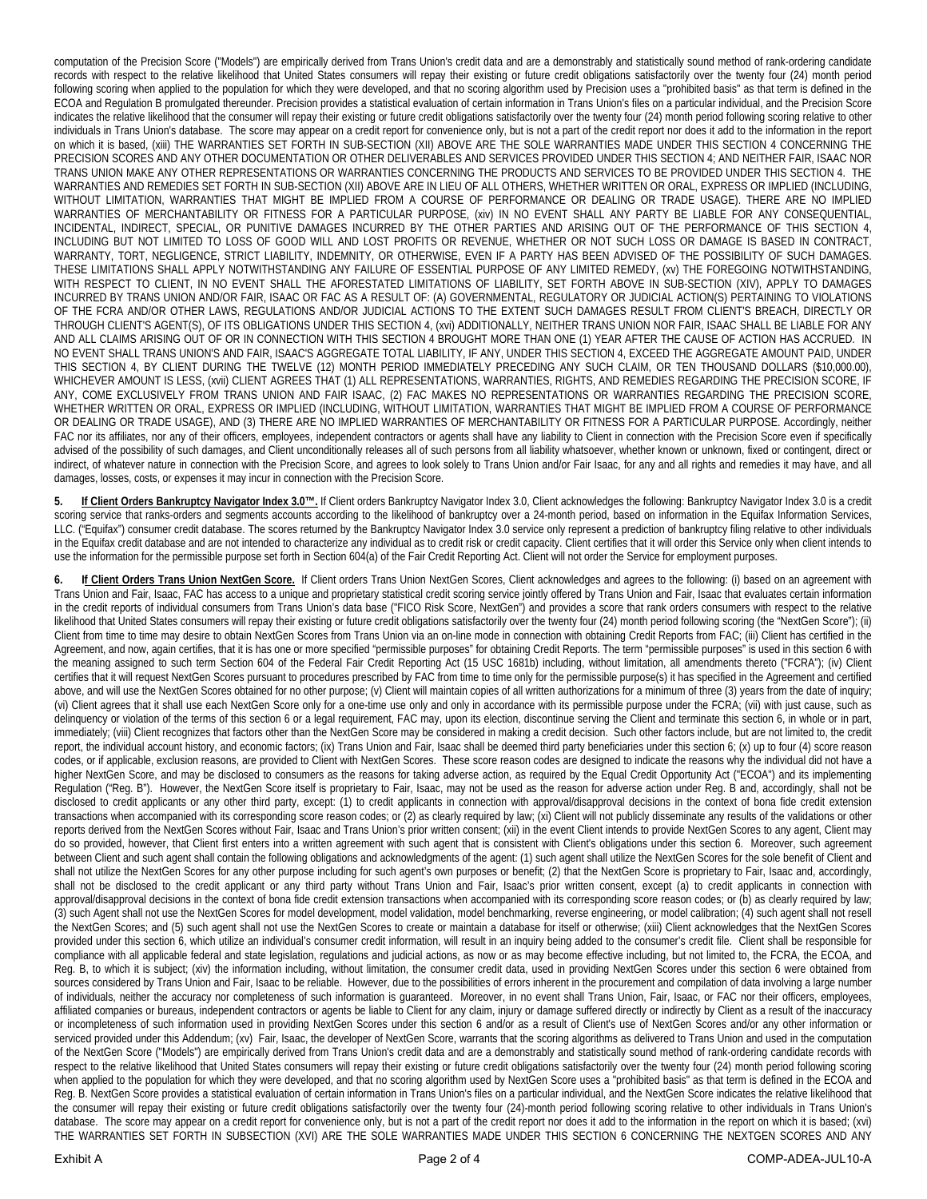computation of the Precision Score ("Models") are empirically derived from Trans Union's credit data and are a demonstrably and statistically sound method of rank-ordering candidate records with respect to the relative likelihood that United States consumers will repay their existing or future credit obligations satisfactorily over the twenty four (24) month period following scoring when applied to the population for which they were developed, and that no scoring algorithm used by Precision uses a "prohibited basis" as that term is defined in the ECOA and Regulation B promulgated thereunder. Precision provides a statistical evaluation of certain information in Trans Union's files on a particular individual, and the Precision Score indicates the relative likelihood that the consumer will repay their existing or future credit obligations satisfactorily over the twenty four (24) month period following scoring relative to other individuals in Trans Union's database. The score may appear on a credit report for convenience only, but is not a part of the credit report nor does it add to the information in the report on which it is based, (xiii) THE WARRANTIES SET FORTH IN SUB-SECTION (XII) ABOVE ARE THE SOLE WARRANTIES MADE UNDER THIS SECTION 4 CONCERNING THE PRECISION SCORES AND ANY OTHER DOCUMENTATION OR OTHER DELIVERABLES AND SERVICES PROVIDED UNDER THIS SECTION 4; AND NEITHER FAIR, ISAAC NOR TRANS UNION MAKE ANY OTHER REPRESENTATIONS OR WARRANTIES CONCERNING THE PRODUCTS AND SERVICES TO BE PROVIDED UNDER THIS SECTION 4. THE WARRANTIES AND REMEDIES SET FORTH IN SUB-SECTION (XII) ABOVE ARE IN LIEU OF ALL OTHERS, WHETHER WRITTEN OR ORAL, EXPRESS OR IMPLIED (INCLUDING, WITHOUT LIMITATION, WARRANTIES THAT MIGHT BE IMPLIED FROM A COURSE OF PERFORMANCE OR DEALING OR TRADE USAGE). THERE ARE NO IMPLIED WARRANTIES OF MERCHANTABILITY OR FITNESS FOR A PARTICULAR PURPOSE, (xiv) IN NO EVENT SHALL ANY PARTY BE LIABLE FOR ANY CONSEQUENTIAL, INCIDENTAL, INDIRECT, SPECIAL, OR PUNITIVE DAMAGES INCURRED BY THE OTHER PARTIES AND ARISING OUT OF THE PERFORMANCE OF THIS SECTION 4, INCLUDING BUT NOT LIMITED TO LOSS OF GOOD WILL AND LOST PROFITS OR REVENUE, WHETHER OR NOT SUCH LOSS OR DAMAGE IS BASED IN CONTRACT, WARRANTY, TORT, NEGLIGENCE, STRICT LIABILITY, INDEMNITY, OR OTHERWISE, EVEN IF A PARTY HAS BEEN ADVISED OF THE POSSIBILITY OF SUCH DAMAGES. THESE LIMITATIONS SHALL APPLY NOTWITHSTANDING ANY FAILURE OF ESSENTIAL PURPOSE OF ANY LIMITED REMEDY, (xv) THE FOREGOING NOTWITHSTANDING, WITH RESPECT TO CLIENT, IN NO EVENT SHALL THE AFORESTATED LIMITATIONS OF LIABILITY, SET FORTH ABOVE IN SUB-SECTION (XIV), APPLY TO DAMAGES INCURRED BY TRANS UNION AND/OR FAIR, ISAAC OR FAC AS A RESULT OF: (A) GOVERNMENTAL, REGULATORY OR JUDICIAL ACTION(S) PERTAINING TO VIOLATIONS OF THE FCRA AND/OR OTHER LAWS, REGULATIONS AND/OR JUDICIAL ACTIONS TO THE EXTENT SUCH DAMAGES RESULT FROM CLIENT'S BREACH, DIRECTLY OR THROUGH CLIENT'S AGENT(S), OF ITS OBLIGATIONS UNDER THIS SECTION 4, (xvi) ADDITIONALLY, NEITHER TRANS UNION NOR FAIR, ISAAC SHALL BE LIABLE FOR ANY AND ALL CLAIMS ARISING OUT OF OR IN CONNECTION WITH THIS SECTION 4 BROUGHT MORE THAN ONE (1) YEAR AFTER THE CAUSE OF ACTION HAS ACCRUED. IN NO EVENT SHALL TRANS UNION'S AND FAIR, ISAAC'S AGGREGATE TOTAL LIABILITY, IF ANY, UNDER THIS SECTION 4, EXCEED THE AGGREGATE AMOUNT PAID, UNDER THIS SECTION 4, BY CLIENT DURING THE TWELVE (12) MONTH PERIOD IMMEDIATELY PRECEDING ANY SUCH CLAIM, OR TEN THOUSAND DOLLARS ($10,000.00), WHICHEVER AMOUNT IS LESS, (xvii) CLIENT AGREES THAT (1) ALL REPRESENTATIONS, WARRANTIES, RIGHTS, AND REMEDIES REGARDING THE PRECISION SCORE, IF ANY, COME EXCLUSIVELY FROM TRANS UNION AND FAIR ISAAC, (2) FAC MAKES NO REPRESENTATIONS OR WARRANTIES REGARDING THE PRECISION SCORE, WHETHER WRITTEN OR ORAL, EXPRESS OR IMPLIED (INCLUDING, WITHOUT LIMITATION, WARRANTIES THAT MIGHT BE IMPLIED FROM A COURSE OF PERFORMANCE OR DEALING OR TRADE USAGE), AND (3) THERE ARE NO IMPLIED WARRANTIES OF MERCHANTABILITY OR FITNESS FOR A PARTICULAR PURPOSE. Accordingly, neither FAC nor its affiliates, nor any of their officers, employees, independent contractors or agents shall have any liability to Client in connection with the Precision Score even if specifically advised of the possibility of such damages, and Client unconditionally releases all of such persons from all liability whatsoever, whether known or unknown, fixed or contingent, direct or indirect, of whatever nature in connection with the Precision Score, and agrees to look solely to Trans Union and/or Fair Isaac, for any and all rights and remedies it may have, and all damages, losses, costs, or expenses it may incur in connection with the Precision Score.

**5. If Client Orders Bankruptcy Navigator Index 3.0™.** If Client orders Bankruptcy Navigator Index 3.0, Client acknowledges the following: Bankruptcy Navigator Index 3.0 is a credit scoring service that ranks-orders and segments accounts according to the likelihood of bankruptcy over a 24-month period, based on information in the Equifax Information Services, LLC. ("Equifax") consumer credit database. The scores returned by the Bankruptcy Navigator Index 3.0 service only represent a prediction of bankruptcy filing relative to other individuals in the Equifax credit database and are not intended to characterize any individual as to credit risk or credit capacity. Client certifies that it will order this Service only when client intends to use the information for the permissible purpose set forth in Section 604(a) of the Fair Credit Reporting Act. Client will not order the Service for employment purposes.

**6. If Client Orders Trans Union NextGen Score.** If Client orders Trans Union NextGen Scores, Client acknowledges and agrees to the following: (i) based on an agreement with Trans Union and Fair, Isaac, FAC has access to a unique and proprietary statistical credit scoring service jointly offered by Trans Union and Fair, Isaac that evaluates certain information in the credit reports of individual consumers from Trans Union's data base ("FICO Risk Score, NextGen") and provides a score that rank orders consumers with respect to the relative likelihood that United States consumers will repay their existing or future credit obligations satisfactorily over the twenty four (24) month period following scoring (the "NextGen Score"); (ii) Client from time to time may desire to obtain NextGen Scores from Trans Union via an on-line mode in connection with obtaining Credit Reports from FAC; (iii) Client has certified in the Agreement, and now, again certifies, that it is has one or more specified "permissible purposes" for obtaining Credit Reports. The term "permissible purposes" is used in this section 6 with the meaning assigned to such term Section 604 of the Federal Fair Credit Reporting Act (15 USC 1681b) including, without limitation, all amendments thereto ("FCRA"); (iv) Client certifies that it will request NextGen Scores pursuant to procedures prescribed by FAC from time to time only for the permissible purpose(s) it has specified in the Agreement and certified above, and will use the NextGen Scores obtained for no other purpose; (v) Client will maintain copies of all written authorizations for a minimum of three (3) years from the date of inquiry; (vi) Client agrees that it shall use each NextGen Score only for a one-time use only and only in accordance with its permissible purpose under the FCRA; (vii) with just cause, such as delinquency or violation of the terms of this section 6 or a legal requirement, FAC may, upon its election, discontinue serving the Client and terminate this section 6, in whole or in part, immediately; (viii) Client recognizes that factors other than the NextGen Score may be considered in making a credit decision. Such other factors include, but are not limited to, the credit report, the individual account history, and economic factors; (ix) Trans Union and Fair, Isaac shall be deemed third party beneficiaries under this section 6; (x) up to four (4) score reason codes, or if applicable, exclusion reasons, are provided to Client with NextGen Scores. These score reason codes are designed to indicate the reasons why the individual did not have a higher NextGen Score, and may be disclosed to consumers as the reasons for taking adverse action, as required by the Equal Credit Opportunity Act ("ECOA") and its implementing Regulation ("Reg. B"). However, the NextGen Score itself is proprietary to Fair, Isaac, may not be used as the reason for adverse action under Reg. B and, accordingly, shall not be disclosed to credit applicants or any other third party, except: (1) to credit applicants in connection with approval/disapproval decisions in the context of bona fide credit extension transactions when accompanied with its corresponding score reason codes; or (2) as clearly required by law; (xi) Client will not publicly disseminate any results of the validations or other reports derived from the NextGen Scores without Fair, Isaac and Trans Union's prior written consent; (xii) in the event Client intends to provide NextGen Scores to any agent, Client may do so provided, however, that Client first enters into a written agreement with such agent that is consistent with Client's obligations under this section 6. Moreover, such agreement between Client and such agent shall contain the following obligations and acknowledgments of the agent: (1) such agent shall utilize the NextGen Scores for the sole benefit of Client and shall not utilize the NextGen Scores for any other purpose including for such agent's own purposes or benefit; (2) that the NextGen Score is proprietary to Fair, Isaac and, accordingly, shall not be disclosed to the credit applicant or any third party without Trans Union and Fair, Isaac's prior written consent, except (a) to credit applicants in connection with approval/disapproval decisions in the context of bona fide credit extension transactions when accompanied with its corresponding score reason codes; or (b) as clearly required by law; (3) such Agent shall not use the NextGen Scores for model development, model validation, model benchmarking, reverse engineering, or model calibration; (4) such agent shall not resell the NextGen Scores; and (5) such agent shall not use the NextGen Scores to create or maintain a database for itself or otherwise; (xiii) Client acknowledges that the NextGen Scores provided under this section 6, which utilize an individual's consumer credit information, will result in an inquiry being added to the consumer's credit file. Client shall be responsible for compliance with all applicable federal and state legislation, regulations and judicial actions, as now or as may become effective including, but not limited to, the FCRA, the ECOA, and Reg. B, to which it is subject; (xiv) the information including, without limitation, the consumer credit data, used in providing NextGen Scores under this section 6 were obtained from sources considered by Trans Union and Fair, Isaac to be reliable. However, due to the possibilities of errors inherent in the procurement and compilation of data involving a large number of individuals, neither the accuracy nor completeness of such information is guaranteed. Moreover, in no event shall Trans Union, Fair, Isaac, or FAC nor their officers, employees, affiliated companies or bureaus, independent contractors or agents be liable to Client for any claim, injury or damage suffered directly or indirectly by Client as a result of the inaccuracy or incompleteness of such information used in providing NextGen Scores under this section 6 and/or as a result of Client's use of NextGen Scores and/or any other information or serviced provided under this Addendum; (xv) Fair, Isaac, the developer of NextGen Score, warrants that the scoring algorithms as delivered to Trans Union and used in the computation of the NextGen Score ("Models") are empirically derived from Trans Union's credit data and are a demonstrably and statistically sound method of rank-ordering candidate records with respect to the relative likelihood that United States consumers will repay their existing or future credit obligations satisfactorily over the twenty four (24) month period following scoring when applied to the population for which they were developed, and that no scoring algorithm used by NextGen Score uses a "prohibited basis" as that term is defined in the ECOA and Reg. B. NextGen Score provides a statistical evaluation of certain information in Trans Union's files on a particular individual, and the NextGen Score indicates the relative likelihood that the consumer will repay their existing or future credit obligations satisfactorily over the twenty four (24)-month period following scoring relative to other individuals in Trans Union's database. The score may appear on a credit report for convenience only, but is not a part of the credit report nor does it add to the information in the report on which it is based; (xvi) THE WARRANTIES SET FORTH IN SUBSECTION (XVI) ARE THE SOLE WARRANTIES MADE UNDER THIS SECTION 6 CONCERNING THE NEXTGEN SCORES AND ANY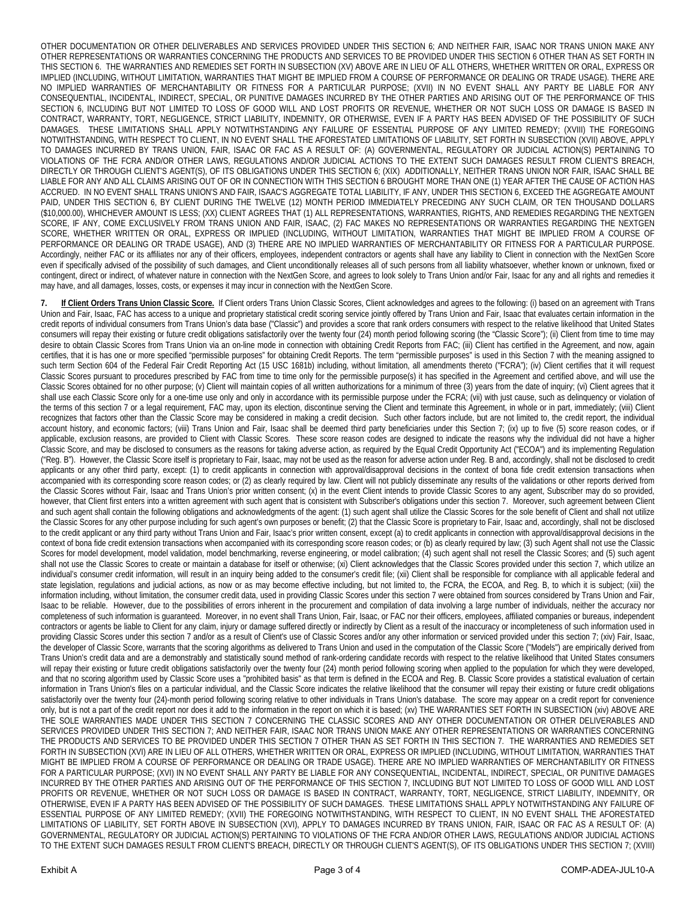OTHER DOCUMENTATION OR OTHER DELIVERABLES AND SERVICES PROVIDED UNDER THIS SECTION 6; AND NEITHER FAIR, ISAAC NOR TRANS UNION MAKE ANY OTHER REPRESENTATIONS OR WARRANTIES CONCERNING THE PRODUCTS AND SERVICES TO BE PROVIDED UNDER THIS SECTION 6 OTHER THAN AS SET FORTH IN THIS SECTION 6. THE WARRANTIES AND REMEDIES SET FORTH IN SUBSECTION (XV) ABOVE ARE IN LIEU OF ALL OTHERS, WHETHER WRITTEN OR ORAL, EXPRESS OR IMPLIED (INCLUDING, WITHOUT LIMITATION, WARRANTIES THAT MIGHT BE IMPLIED FROM A COURSE OF PERFORMANCE OR DEALING OR TRADE USAGE). THERE ARE NO IMPLIED WARRANTIES OF MERCHANTABILITY OR FITNESS FOR A PARTICULAR PURPOSE; (XVII) IN NO EVENT SHALL ANY PARTY BE LIABLE FOR ANY CONSEQUENTIAL, INCIDENTAL, INDIRECT, SPECIAL, OR PUNITIVE DAMAGES INCURRED BY THE OTHER PARTIES AND ARISING OUT OF THE PERFORMANCE OF THIS SECTION 6, INCLUDING BUT NOT LIMITED TO LOSS OF GOOD WILL AND LOST PROFITS OR REVENUE, WHETHER OR NOT SUCH LOSS OR DAMAGE IS BASED IN CONTRACT, WARRANTY, TORT, NEGLIGENCE, STRICT LIABILITY, INDEMNITY, OR OTHERWISE, EVEN IF A PARTY HAS BEEN ADVISED OF THE POSSIBILITY OF SUCH DAMAGES. THESE LIMITATIONS SHALL APPLY NOTWITHSTANDING ANY FAILURE OF ESSENTIAL PURPOSE OF ANY LIMITED REMEDY; (XVIII) THE FOREGOING NOTWITHSTANDING, WITH RESPECT TO CLIENT, IN NO EVENT SHALL THE AFORESTATED LIMITATIONS OF LIABILITY, SET FORTH IN SUBSECTION (XVII) ABOVE, APPLY TO DAMAGES INCURRED BY TRANS UNION, FAIR, ISAAC OR FAC AS A RESULT OF: (A) GOVERNMENTAL, REGULATORY OR JUDICIAL ACTION(S) PERTAINING TO VIOLATIONS OF THE FCRA AND/OR OTHER LAWS, REGULATIONS AND/OR JUDICIAL ACTIONS TO THE EXTENT SUCH DAMAGES RESULT FROM CLIENT'S BREACH, DIRECTLY OR THROUGH CLIENT'S AGENT(S), OF ITS OBLIGATIONS UNDER THIS SECTION 6; (XIX) ADDITIONALLY, NEITHER TRANS UNION NOR FAIR, ISAAC SHALL BE LIABLE FOR ANY AND ALL CLAIMS ARISING OUT OF OR IN CONNECTION WITH THIS SECTION 6 BROUGHT MORE THAN ONE (1) YEAR AFTER THE CAUSE OF ACTION HAS ACCRUED. IN NO EVENT SHALL TRANS UNION'S AND FAIR, ISAAC'S AGGREGATE TOTAL LIABILITY, IF ANY, UNDER THIS SECTION 6, EXCEED THE AGGREGATE AMOUNT PAID, UNDER THIS SECTION 6, BY CLIENT DURING THE TWELVE (12) MONTH PERIOD IMMEDIATELY PRECEDING ANY SUCH CLAIM, OR TEN THOUSAND DOLLARS ($10,000.00), WHICHEVER AMOUNT IS LESS; (XX) CLIENT AGREES THAT (1) ALL REPRESENTATIONS, WARRANTIES, RIGHTS, AND REMEDIES REGARDING THE NEXTGEN SCORE, IF ANY, COME EXCLUSIVELY FROM TRANS UNION AND FAIR, ISAAC, (2) FAC MAKES NO REPRESENTATIONS OR WARRANTIES REGARDING THE NEXTGEN SCORE, WHETHER WRITTEN OR ORAL, EXPRESS OR IMPLIED (INCLUDING, WITHOUT LIMITATION, WARRANTIES THAT MIGHT BE IMPLIED FROM A COURSE OF PERFORMANCE OR DEALING OR TRADE USAGE), AND (3) THERE ARE NO IMPLIED WARRANTIES OF MERCHANTABILITY OR FITNESS FOR A PARTICULAR PURPOSE. Accordingly, neither FAC or its affiliates nor any of their officers, employees, independent contractors or agents shall have any liability to Client in connection with the NextGen Score even if specifically advised of the possibility of such damages, and Client unconditionally releases all of such persons from all liability whatsoever, whether known or unknown, fixed or contingent, direct or indirect, of whatever nature in connection with the NextGen Score, and agrees to look solely to Trans Union and/or Fair, Isaac for any and all rights and remedies it may have, and all damages, losses, costs, or expenses it may incur in connection with the NextGen Score.

**7. If Client Orders Trans Union Classic Score.** If Client orders Trans Union Classic Scores, Client acknowledges and agrees to the following: (i) based on an agreement with Trans Union and Fair, Isaac, FAC has access to a unique and proprietary statistical credit scoring service jointly offered by Trans Union and Fair, Isaac that evaluates certain information in the credit reports of individual consumers from Trans Union's data base ("Classic") and provides a score that rank orders consumers with respect to the relative likelihood that United States consumers will repay their existing or future credit obligations satisfactorily over the twenty four (24) month period following scoring (the "Classic Score"); (ii) Client from time to time may desire to obtain Classic Scores from Trans Union via an on-line mode in connection with obtaining Credit Reports from FAC; (iii) Client has certified in the Agreement, and now, again certifies, that it is has one or more specified "permissible purposes" for obtaining Credit Reports. The term "permissible purposes" is used in this Section 7 with the meaning assigned to such term Section 604 of the Federal Fair Credit Reporting Act (15 USC 1681b) including, without limitation, all amendments thereto ("FCRA"); (iv) Client certifies that it will request Classic Scores pursuant to procedures prescribed by FAC from time to time only for the permissible purpose(s) it has specified in the Agreement and certified above, and will use the Classic Scores obtained for no other purpose; (v) Client will maintain copies of all written authorizations for a minimum of three (3) years from the date of inquiry; (vi) Client agrees that it shall use each Classic Score only for a one-time use only and only in accordance with its permissible purpose under the FCRA; (vii) with just cause, such as delinquency or violation of the terms of this section 7 or a legal requirement, FAC may, upon its election, discontinue serving the Client and terminate this Agreement, in whole or in part, immediately; (viii) Client recognizes that factors other than the Classic Score may be considered in making a credit decision. Such other factors include, but are not limited to, the credit report, the individual account history, and economic factors; (viii) Trans Union and Fair, Isaac shall be deemed third party beneficiaries under this Section 7; (ix) up to five (5) score reason codes, or if applicable, exclusion reasons, are provided to Client with Classic Scores. These score reason codes are designed to indicate the reasons why the individual did not have a higher Classic Score, and may be disclosed to consumers as the reasons for taking adverse action, as required by the Equal Credit Opportunity Act ("ECOA") and its implementing Regulation ("Reg. B"). However, the Classic Score itself is proprietary to Fair, Isaac, may not be used as the reason for adverse action under Reg. B and, accordingly, shall not be disclosed to credit applicants or any other third party, except: (1) to credit applicants in connection with approval/disapproval decisions in the context of bona fide credit extension transactions when accompanied with its corresponding score reason codes; or (2) as clearly required by law. Client will not publicly disseminate any results of the validations or other reports derived from the Classic Scores without Fair, Isaac and Trans Union's prior written consent; (x) in the event Client intends to provide Classic Scores to any agent, Subscriber may do so provided, however, that Client first enters into a written agreement with such agent that is consistent with Subscriber's obligations under this section 7. Moreover, such agreement between Client and such agent shall contain the following obligations and acknowledgments of the agent: (1) such agent shall utilize the Classic Scores for the sole benefit of Client and shall not utilize the Classic Scores for any other purpose including for such agent's own purposes or benefit; (2) that the Classic Score is proprietary to Fair, Isaac and, accordingly, shall not be disclosed to the credit applicant or any third party without Trans Union and Fair, Isaac's prior written consent, except (a) to credit applicants in connection with approval/disapproval decisions in the context of bona fide credit extension transactions when accompanied with its corresponding score reason codes; or (b) as clearly required by law; (3) such Agent shall not use the Classic Scores for model development, model validation, model benchmarking, reverse engineering, or model calibration; (4) such agent shall not resell the Classic Scores; and (5) such agent shall not use the Classic Scores to create or maintain a database for itself or otherwise; (xi) Client acknowledges that the Classic Scores provided under this section 7, which utilize an individual's consumer credit information, will result in an inquiry being added to the consumer's credit file; (xii) Client shall be responsible for compliance with all applicable federal and state legislation, regulations and judicial actions, as now or as may become effective including, but not limited to, the FCRA, the ECOA, and Reg. B, to which it is subject; (xiii) the information including, without limitation, the consumer credit data, used in providing Classic Scores under this section 7 were obtained from sources considered by Trans Union and Fair, Isaac to be reliable. However, due to the possibilities of errors inherent in the procurement and compilation of data involving a large number of individuals, neither the accuracy nor completeness of such information is guaranteed. Moreover, in no event shall Trans Union, Fair, Isaac, or FAC nor their officers, employees, affiliated companies or bureaus, independent contractors or agents be liable to Client for any claim, injury or damage suffered directly or indirectly by Client as a result of the inaccuracy or incompleteness of such information used in providing Classic Scores under this section 7 and/or as a result of Client's use of Classic Scores and/or any other information or serviced provided under this section 7; (xiv) Fair, Isaac, the developer of Classic Score, warrants that the scoring algorithms as delivered to Trans Union and used in the computation of the Classic Score ("Models") are empirically derived from Trans Union's credit data and are a demonstrably and statistically sound method of rank-ordering candidate records with respect to the relative likelihood that United States consumers will repay their existing or future credit obligations satisfactorily over the twenty four (24) month period following scoring when applied to the population for which they were developed, and that no scoring algorithm used by Classic Score uses a "prohibited basis" as that term is defined in the ECOA and Reg. B. Classic Score provides a statistical evaluation of certain information in Trans Union's files on a particular individual, and the Classic Score indicates the relative likelihood that the consumer will repay their existing or future credit obligations satisfactorily over the twenty four (24)-month period following scoring relative to other individuals in Trans Union's database. The score may appear on a credit report for convenience only, but is not a part of the credit report nor does it add to the information in the report on which it is based; (xv) THE WARRANTIES SET FORTH IN SUBSECTION (xiv) ABOVE ARE THE SOLE WARRANTIES MADE UNDER THIS SECTION 7 CONCERNING THE CLASSIC SCORES AND ANY OTHER DOCUMENTATION OR OTHER DELIVERABLES AND SERVICES PROVIDED UNDER THIS SECTION 7; AND NEITHER FAIR, ISAAC NOR TRANS UNION MAKE ANY OTHER REPRESENTATIONS OR WARRANTIES CONCERNING THE PRODUCTS AND SERVICES TO BE PROVIDED UNDER THIS SECTION 7 OTHER THAN AS SET FORTH IN THIS SECTION 7. THE WARRANTIES AND REMEDIES SET FORTH IN SUBSECTION (XVI) ARE IN LIEU OF ALL OTHERS, WHETHER WRITTEN OR ORAL, EXPRESS OR IMPLIED (INCLUDING, WITHOUT LIMITATION, WARRANTIES THAT MIGHT BE IMPLIED FROM A COURSE OF PERFORMANCE OR DEALING OR TRADE USAGE). THERE ARE NO IMPLIED WARRANTIES OF MERCHANTABILITY OR FITNESS FOR A PARTICULAR PURPOSE; (XVI) IN NO EVENT SHALL ANY PARTY BE LIABLE FOR ANY CONSEQUENTIAL, INCIDENTAL, INDIRECT, SPECIAL, OR PUNITIVE DAMAGES INCURRED BY THE OTHER PARTIES AND ARISING OUT OF THE PERFORMANCE OF THIS SECTION 7, INCLUDING BUT NOT LIMITED TO LOSS OF GOOD WILL AND LOST PROFITS OR REVENUE, WHETHER OR NOT SUCH LOSS OR DAMAGE IS BASED IN CONTRACT, WARRANTY, TORT, NEGLIGENCE, STRICT LIABILITY, INDEMNITY, OR OTHERWISE, EVEN IF A PARTY HAS BEEN ADVISED OF THE POSSIBILITY OF SUCH DAMAGES. THESE LIMITATIONS SHALL APPLY NOTWITHSTANDING ANY FAILURE OF ESSENTIAL PURPOSE OF ANY LIMITED REMEDY; (XVII) THE FOREGOING NOTWITHSTANDING, WITH RESPECT TO CLIENT, IN NO EVENT SHALL THE AFORESTATED LIMITATIONS OF LIABILITY, SET FORTH ABOVE IN SUBSECTION (XVI), APPLY TO DAMAGES INCURRED BY TRANS UNION, FAIR, ISAAC OR FAC AS A RESULT OF: (A) GOVERNMENTAL, REGULATORY OR JUDICIAL ACTION(S) PERTAINING TO VIOLATIONS OF THE FCRA AND/OR OTHER LAWS, REGULATIONS AND/OR JUDICIAL ACTIONS TO THE EXTENT SUCH DAMAGES RESULT FROM CLIENT'S BREACH, DIRECTLY OR THROUGH CLIENT'S AGENT(S), OF ITS OBLIGATIONS UNDER THIS SECTION 7; (XVIII)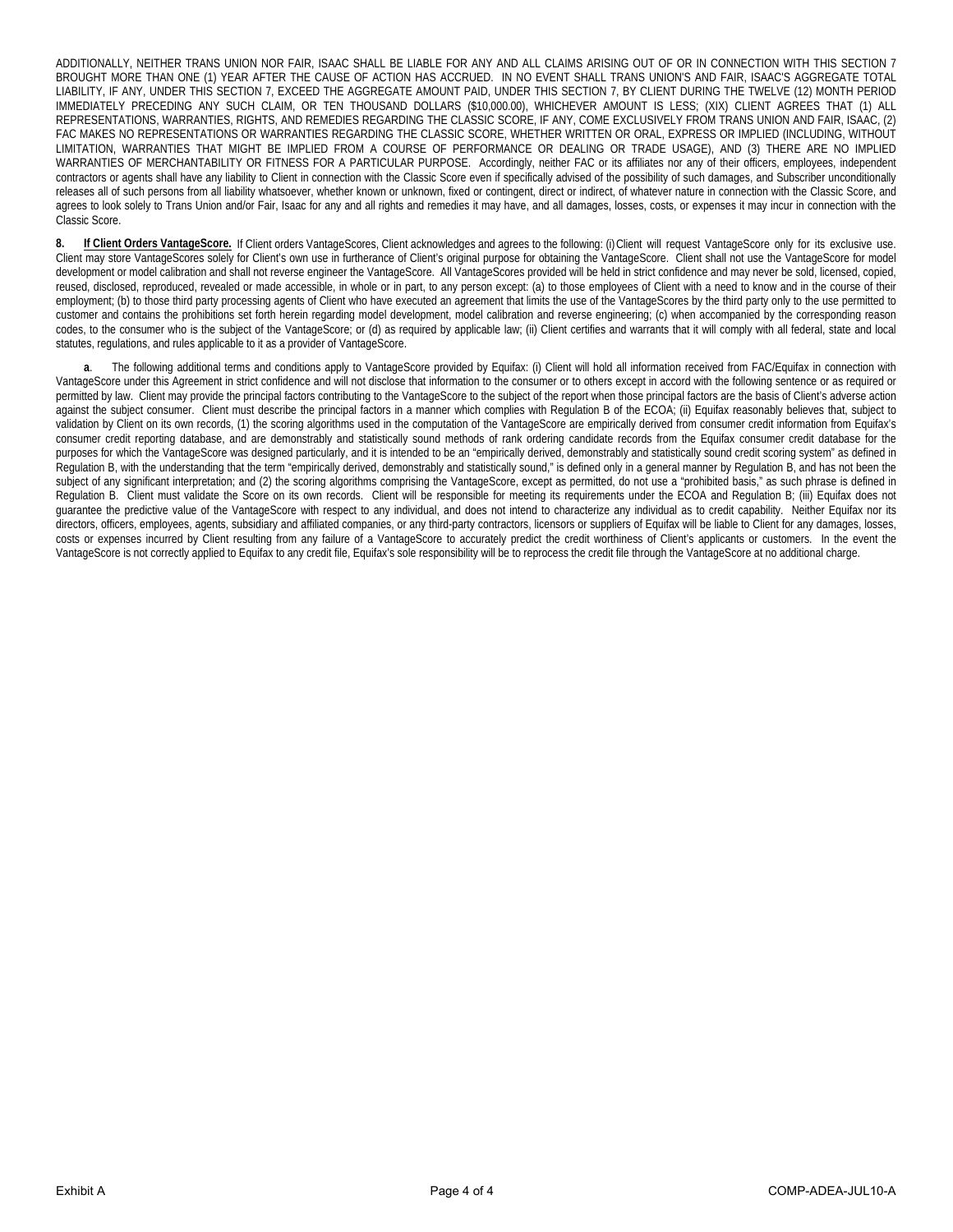ADDITIONALLY, NEITHER TRANS UNION NOR FAIR, ISAAC SHALL BE LIABLE FOR ANY AND ALL CLAIMS ARISING OUT OF OR IN CONNECTION WITH THIS SECTION 7 BROUGHT MORE THAN ONE (1) YEAR AFTER THE CAUSE OF ACTION HAS ACCRUED. IN NO EVENT SHALL TRANS UNION'S AND FAIR, ISAAC'S AGGREGATE TOTAL LIABILITY, IF ANY, UNDER THIS SECTION 7, EXCEED THE AGGREGATE AMOUNT PAID, UNDER THIS SECTION 7, BY CLIENT DURING THE TWELVE (12) MONTH PERIOD IMMEDIATELY PRECEDING ANY SUCH CLAIM, OR TEN THOUSAND DOLLARS ($10,000.00), WHICHEVER AMOUNT IS LESS; (XIX) CLIENT AGREES THAT (1) ALL REPRESENTATIONS, WARRANTIES, RIGHTS, AND REMEDIES REGARDING THE CLASSIC SCORE, IF ANY, COME EXCLUSIVELY FROM TRANS UNION AND FAIR, ISAAC, (2) FAC MAKES NO REPRESENTATIONS OR WARRANTIES REGARDING THE CLASSIC SCORE, WHETHER WRITTEN OR ORAL, EXPRESS OR IMPLIED (INCLUDING, WITHOUT LIMITATION, WARRANTIES THAT MIGHT BE IMPLIED FROM A COURSE OF PERFORMANCE OR DEALING OR TRADE USAGE), AND (3) THERE ARE NO IMPLIED WARRANTIES OF MERCHANTABILITY OR FITNESS FOR A PARTICULAR PURPOSE. Accordingly, neither FAC or its affiliates nor any of their officers, employees, independent contractors or agents shall have any liability to Client in connection with the Classic Score even if specifically advised of the possibility of such damages, and Subscriber unconditionally releases all of such persons from all liability whatsoever, whether known or unknown, fixed or contingent, direct or indirect, of whatever nature in connection with the Classic Score, and agrees to look solely to Trans Union and/or Fair, Isaac for any and all rights and remedies it may have, and all damages, losses, costs, or expenses it may incur in connection with the Classic Score.

**8. If Client Orders VantageScore.** If Client orders VantageScores, Client acknowledges and agrees to the following: (i) Client will request VantageScore only for its exclusive use. Client may store VantageScores solely for Client's own use in furtherance of Client's original purpose for obtaining the VantageScore. Client shall not use the VantageScore for model development or model calibration and shall not reverse engineer the VantageScore. All VantageScores provided will be held in strict confidence and may never be sold, licensed, copied, reused, disclosed, reproduced, revealed or made accessible, in whole or in part, to any person except: (a) to those employees of Client with a need to know and in the course of their employment; (b) to those third party processing agents of Client who have executed an agreement that limits the use of the VantageScores by the third party only to the use permitted to customer and contains the prohibitions set forth herein regarding model development, model calibration and reverse engineering; (c) when accompanied by the corresponding reason codes, to the consumer who is the subject of the VantageScore; or (d) as required by applicable law; (ii) Client certifies and warrants that it will comply with all federal, state and local statutes, regulations, and rules applicable to it as a provider of VantageScore.

**a**. The following additional terms and conditions apply to VantageScore provided by Equifax: (i) Client will hold all information received from FAC/Equifax in connection with VantageScore under this Agreement in strict confidence and will not disclose that information to the consumer or to others except in accord with the following sentence or as required or permitted by law. Client may provide the principal factors contributing to the VantageScore to the subject of the report when those principal factors are the basis of Client's adverse action against the subject consumer. Client must describe the principal factors in a manner which complies with Regulation B of the ECOA; (ii) Equifax reasonably believes that, subject to validation by Client on its own records, (1) the scoring algorithms used in the computation of the VantageScore are empirically derived from consumer credit information from Equifax's consumer credit reporting database, and are demonstrably and statistically sound methods of rank ordering candidate records from the Equifax consumer credit database for the purposes for which the VantageScore was designed particularly, and it is intended to be an "empirically derived, demonstrably and statistically sound credit scoring system" as defined in Regulation B, with the understanding that the term "empirically derived, demonstrably and statistically sound," is defined only in a general manner by Regulation B, and has not been the subject of any significant interpretation; and (2) the scoring algorithms comprising the VantageScore, except as permitted, do not use a "prohibited basis," as such phrase is defined in Regulation B. Client must validate the Score on its own records. Client will be responsible for meeting its requirements under the ECOA and Regulation B; (iii) Equifax does not guarantee the predictive value of the VantageScore with respect to any individual, and does not intend to characterize any individual as to credit capability. Neither Equifax nor its directors, officers, employees, agents, subsidiary and affiliated companies, or any third-party contractors, licensors or suppliers of Equifax will be liable to Client for any damages, losses, costs or expenses incurred by Client resulting from any failure of a VantageScore to accurately predict the credit worthiness of Client's applicants or customers. In the event the VantageScore is not correctly applied to Equifax to any credit file, Equifax's sole responsibility will be to reprocess the credit file through the VantageScore at no additional charge.